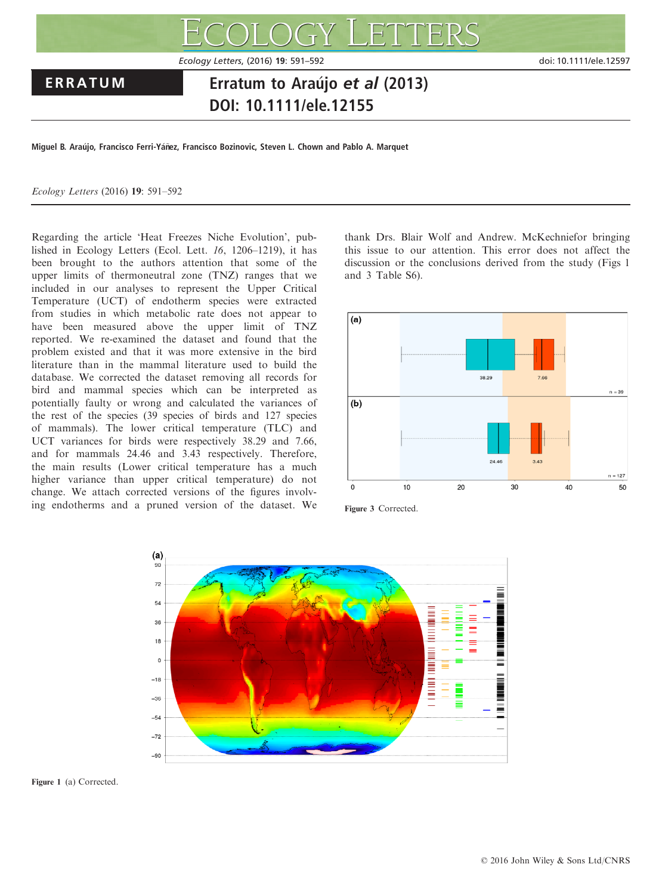# ERRATUM

# Erratum to Araújo *et al* (2013) DOI: 10.1111/ele.12155

**Miguel B. Araújo, Francisco Ferri-Yáñez, Francisco Bozinovic, Steven L. Chown and Pablo A. Marquet**

*Ecology Letters* (2016) **19**: 591–592

Regarding the article 'Heat Freezes Niche Evolution', published in Ecology Letters (Ecol. Lett. *16*, 1206–1219), it has been brought to the authors attention that some of the upper limits of thermoneutral zone (TNZ) ranges that we included in our analyses to represent the Upper Critical Temperature (UCT) of endotherm species were extracted from studies in which metabolic rate does not appear to have been measured above the upper limit of TNZ reported. We re-examined the dataset and found that the problem existed and that it was more extensive in the bird literature than in the mammal literature used to build the database. We corrected the dataset removing all records for bird and mammal species which can be interpreted as potentially faulty or wrong and calculated the variances of the rest of the species (39 species of birds and 127 species of mammals). The lower critical temperature (TLC) and UCT variances for birds were respectively 38.29 and 7.66, and for mammals 24.46 and 3.43 respectively. Therefore, the main results (Lower critical temperature has a much higher variance than upper critical temperature) do not change. We attach corrected versions of the figures involving endotherms and a pruned version of the dataset. We thank Drs. Blair Wolf and Andrew. McKechniefor bringing this issue to our attention. This error does not affect the discussion or the conclusions derived from the study (Figs 1 and 3 Table S6).

**Figure 3** Corrected.

**Figure 1** (a) Corrected.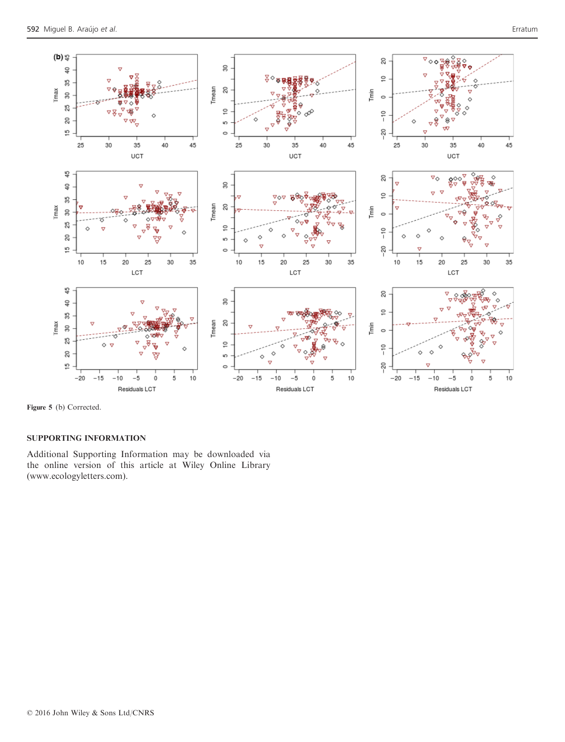(b)

Tmax
45
40
35
30
25
20
15
25 30 35 40 45
UCT

Tmean
30
20
10
5
0
25 30 35 40 45
UCT

Tmin
20
10
0
−10
−20
25 30 35 40 45
UCT

Tmax
45
40
35
30
25
20
15
10 15 20 25 30 35
LCT

Tmean
30
20
10
5
0
10 15 20 25 30 35
LCT

Tmin
20
10
0
−10
−20
10 15 20 25 30 35
LCT

Tmax
45
40
35
30
25
20
15
−20 −15 −10 −5 0 5 10
Residuals LCT

Tmean
30
20
10
5
0
−20 −15 −10 −5 0 5 10
Residuals LCT

Tmin
20
10
0
−10
−20
−20 −15 −10 −5 0 5 10
Residuals LCT

**Figure 5** (b) Corrected.

### SUPPORTING INFORMATION

Additional Supporting Information may be downloaded via the online version of this article at Wiley Online Library (www.ecologyletters.com).

© 2016 John Wiley & Sons Ltd/CNRS